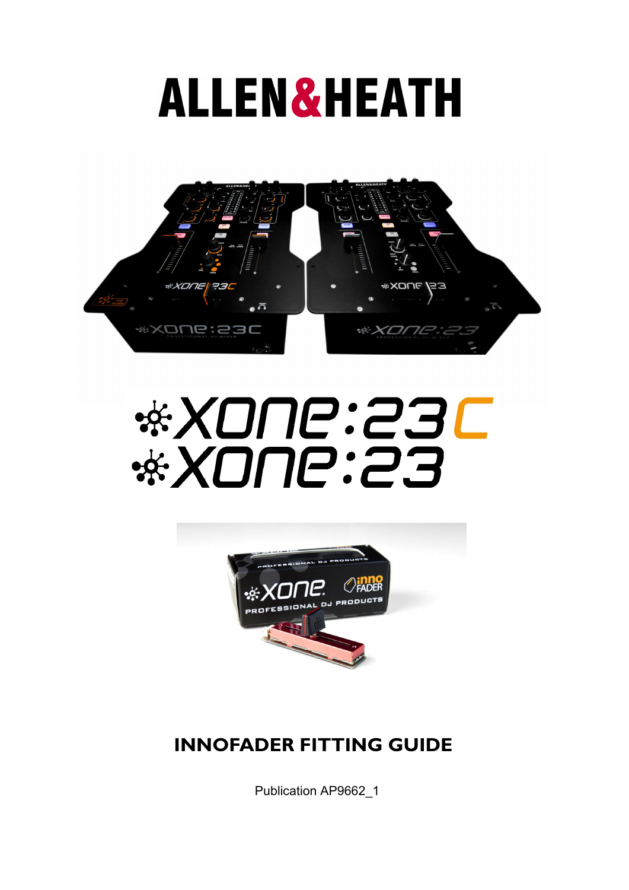# ALLEN&HEATH

# XONE:23C
# XONE:23

## INNOFADER FITTING GUIDE

Publication AP9662_1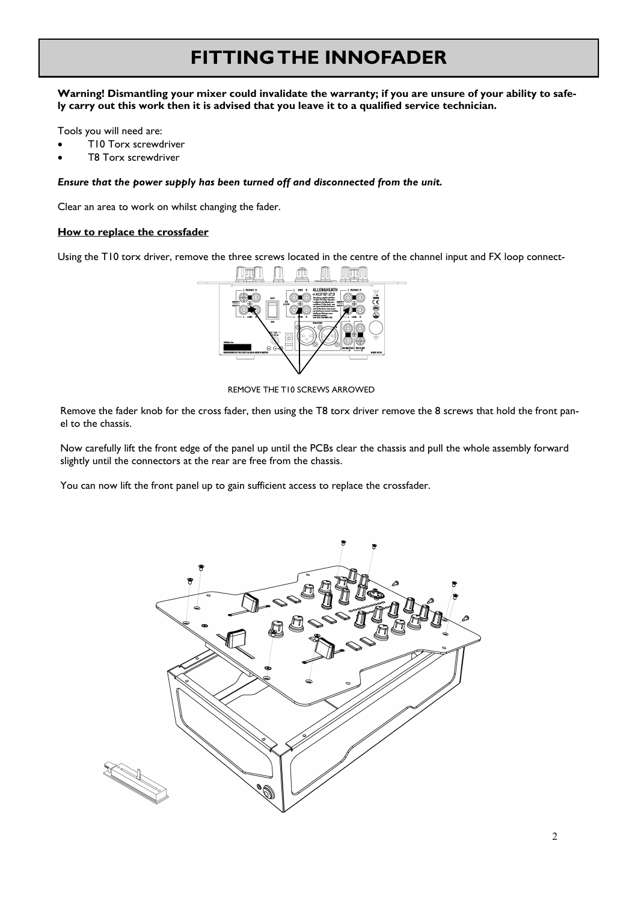# FITTING THE INNOFADER

**Warning! Dismantling your mixer could invalidate the warranty; if you are unsure of your ability to safely carry out this work then it is advised that you leave it to a qualified service technician.**

Tools you will need are:

- T10 Torx screwdriver
- T8 Torx screwdriver

***Ensure that the power supply has been turned off and disconnected from the unit.***

Clear an area to work on whilst changing the fader.

**<u>How to replace the crossfader</u>**

Using the T10 torx driver, remove the three screws located in the centre of the channel input and FX loop connect-

REMOVE THE T10 SCREWS ARROWED

Remove the fader knob for the cross fader, then using the T8 torx driver remove the 8 screws that hold the front panel to the chassis.

Now carefully lift the front edge of the panel up until the PCBs clear the chassis and pull the whole assembly forward slightly until the connectors at the rear are free from the chassis.

You can now lift the front panel up to gain sufficient access to replace the crossfader.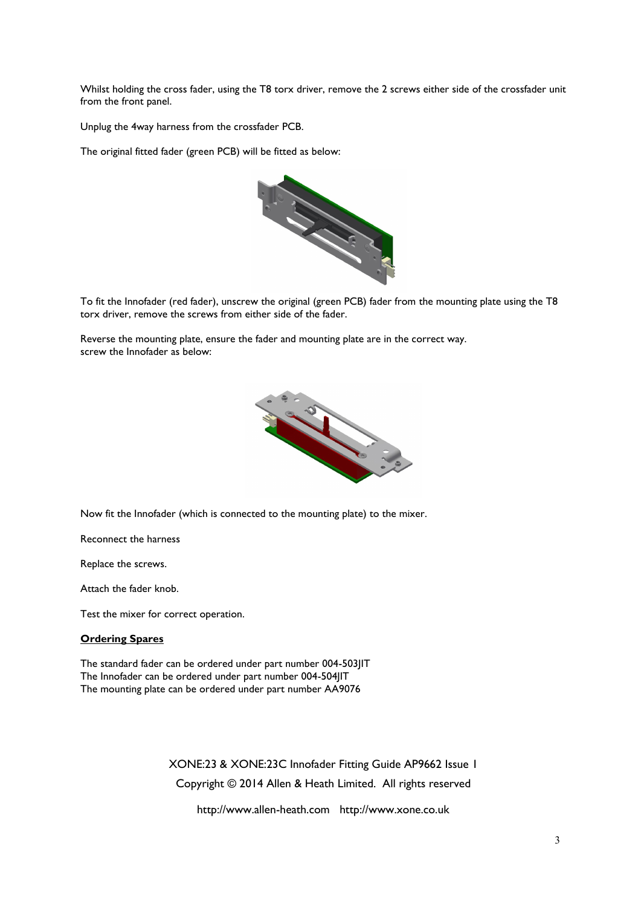Whilst holding the cross fader, using the T8 torx driver, remove the 2 screws either side of the crossfader unit from the front panel.

Unplug the 4way harness from the crossfader PCB.

The original fitted fader (green PCB) will be fitted as below:

To fit the Innofader (red fader), unscrew the original (green PCB) fader from the mounting plate using the T8 torx driver, remove the screws from either side of the fader.

Reverse the mounting plate, ensure the fader and mounting plate are in the correct way.
screw the Innofader as below:

Now fit the Innofader (which is connected to the mounting plate) to the mixer.

Reconnect the harness

Replace the screws.

Attach the fader knob.

Test the mixer for correct operation.

**Ordering Spares**

The standard fader can be ordered under part number 004-503JIT
The Innofader can be ordered under part number 004-504JIT
The mounting plate can be ordered under part number AA9076

XONE:23 & XONE:23C Innofader Fitting Guide AP9662 Issue 1
Copyright © 2014 Allen & Heath Limited. All rights reserved

http://www.allen-heath.com http://www.xone.co.uk